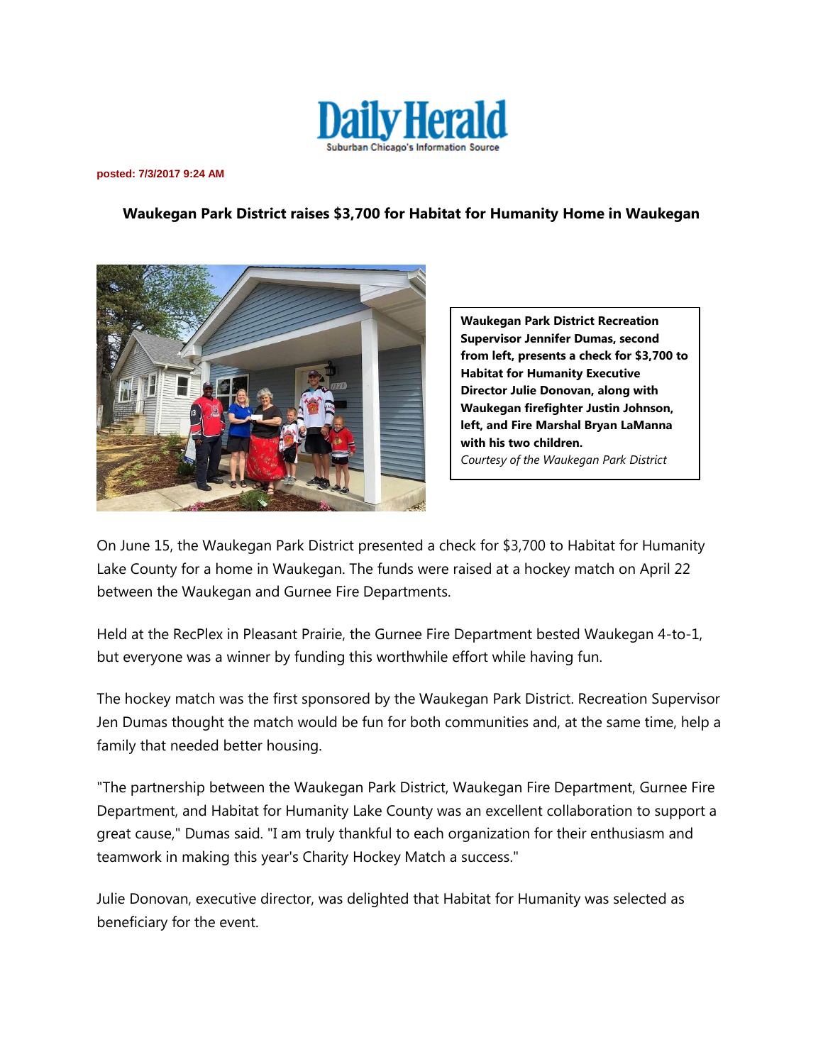Daily Herald
Suburban Chicago's Information Source

**posted: 7/3/2017 9:24 AM**

## Waukegan Park District raises $3,700 for Habitat for Humanity Home in Waukegan

**Waukegan Park District Recreation Supervisor Jennifer Dumas, second from left, presents a check for $3,700 to Habitat for Humanity Executive Director Julie Donovan, along with Waukegan firefighter Justin Johnson, left, and Fire Marshal Bryan LaManna with his two children.**
*Courtesy of the Waukegan Park District*

On June 15, the Waukegan Park District presented a check for $3,700 to Habitat for Humanity Lake County for a home in Waukegan. The funds were raised at a hockey match on April 22 between the Waukegan and Gurnee Fire Departments.

Held at the RecPlex in Pleasant Prairie, the Gurnee Fire Department bested Waukegan 4-to-1, but everyone was a winner by funding this worthwhile effort while having fun.

The hockey match was the first sponsored by the Waukegan Park District. Recreation Supervisor Jen Dumas thought the match would be fun for both communities and, at the same time, help a family that needed better housing.

"The partnership between the Waukegan Park District, Waukegan Fire Department, Gurnee Fire Department, and Habitat for Humanity Lake County was an excellent collaboration to support a great cause," Dumas said. "I am truly thankful to each organization for their enthusiasm and teamwork in making this year's Charity Hockey Match a success."

Julie Donovan, executive director, was delighted that Habitat for Humanity was selected as beneficiary for the event.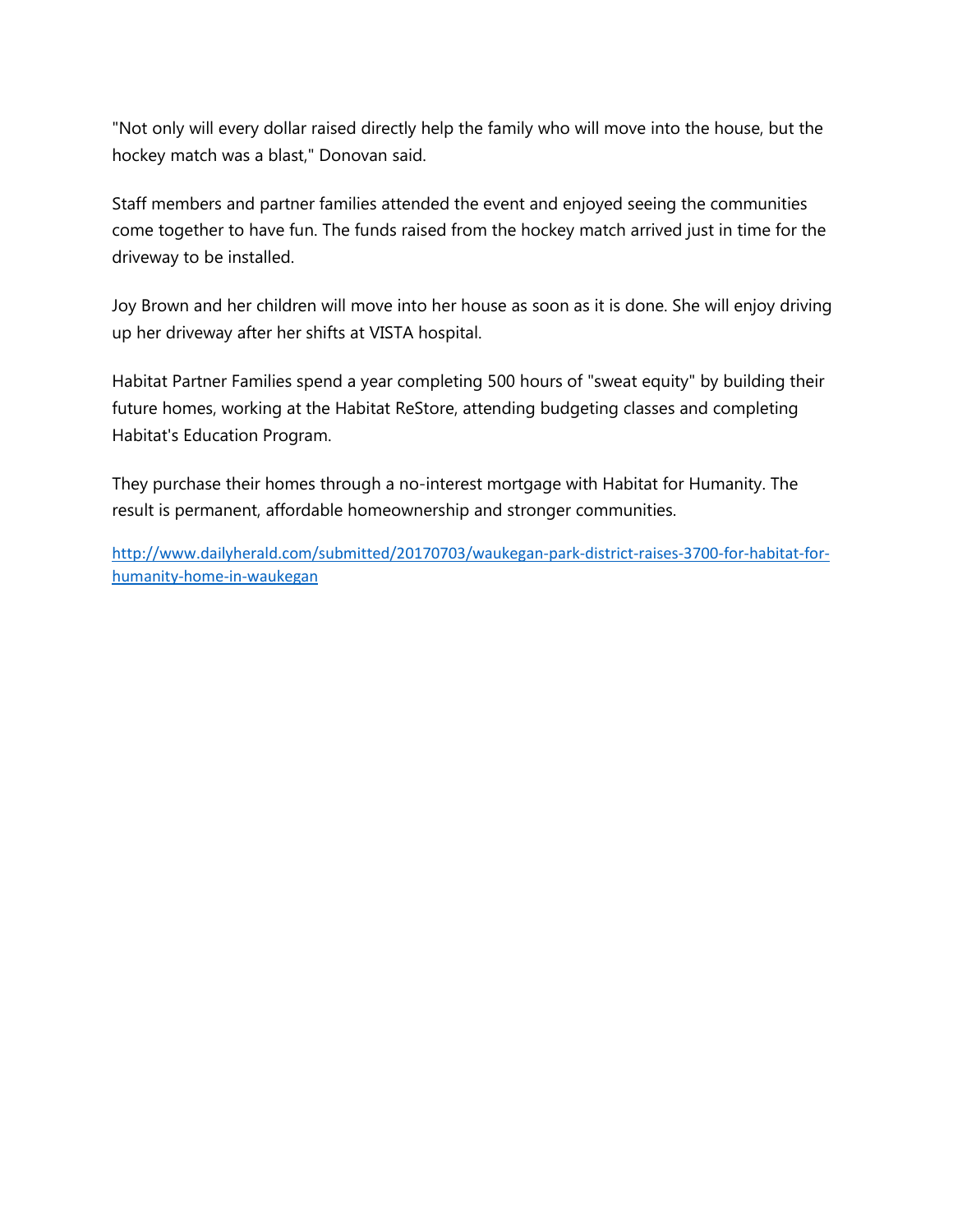"Not only will every dollar raised directly help the family who will move into the house, but the hockey match was a blast," Donovan said.

Staff members and partner families attended the event and enjoyed seeing the communities come together to have fun. The funds raised from the hockey match arrived just in time for the driveway to be installed.

Joy Brown and her children will move into her house as soon as it is done. She will enjoy driving up her driveway after her shifts at VISTA hospital.

Habitat Partner Families spend a year completing 500 hours of "sweat equity" by building their future homes, working at the Habitat ReStore, attending budgeting classes and completing Habitat's Education Program.

They purchase their homes through a no-interest mortgage with Habitat for Humanity. The result is permanent, affordable homeownership and stronger communities.

http://www.dailyherald.com/submitted/20170703/waukegan-park-district-raises-3700-for-habitat-for-humanity-home-in-waukegan